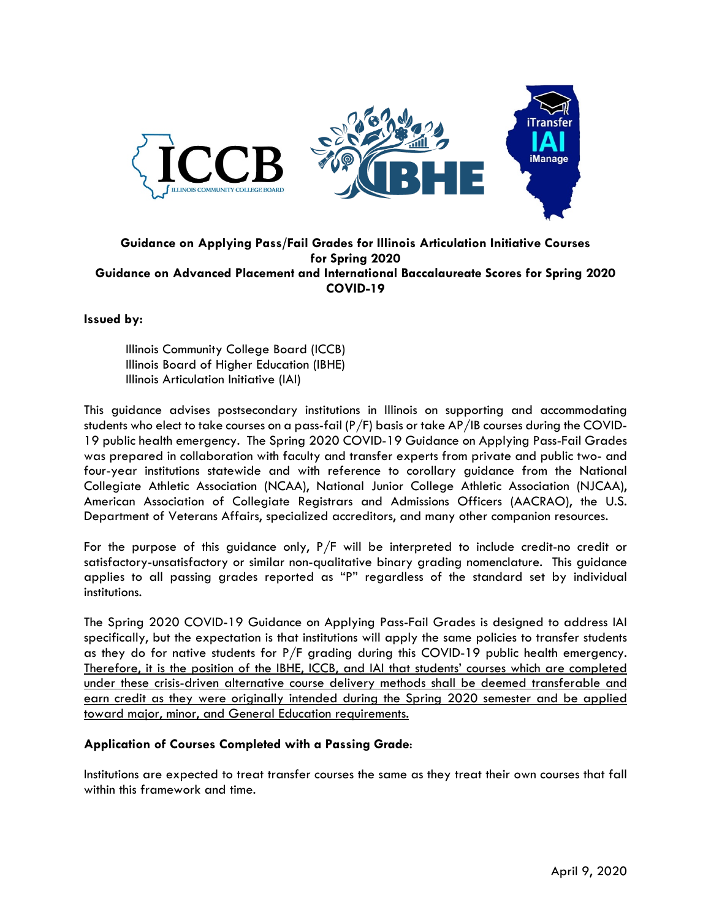**Guidance on Applying Pass/Fail Grades for Illinois Articulation Initiative Courses for Spring 2020**
**Guidance on Advanced Placement and International Baccalaureate Scores for Spring 2020**
**COVID-19**

**Issued by:**

Illinois Community College Board (ICCB)
Illinois Board of Higher Education (IBHE)
Illinois Articulation Initiative (IAI)

This guidance advises postsecondary institutions in Illinois on supporting and accommodating students who elect to take courses on a pass-fail (P/F) basis or take AP/IB courses during the COVID-19 public health emergency. The Spring 2020 COVID-19 Guidance on Applying Pass-Fail Grades was prepared in collaboration with faculty and transfer experts from private and public two- and four-year institutions statewide and with reference to corollary guidance from the National Collegiate Athletic Association (NCAA), National Junior College Athletic Association (NJCAA), American Association of Collegiate Registrars and Admissions Officers (AACRAO), the U.S. Department of Veterans Affairs, specialized accreditors, and many other companion resources.

For the purpose of this guidance only, P/F will be interpreted to include credit-no credit or satisfactory-unsatisfactory or similar non-qualitative binary grading nomenclature. This guidance applies to all passing grades reported as "P" regardless of the standard set by individual institutions.

The Spring 2020 COVID-19 Guidance on Applying Pass-Fail Grades is designed to address IAI specifically, but the expectation is that institutions will apply the same policies to transfer students as they do for native students for P/F grading during this COVID-19 public health emergency. <u>Therefore, it is the position of the IBHE, ICCB, and IAI that students' courses which are completed under these crisis-driven alternative course delivery methods shall be deemed transferable and earn credit as they were originally intended during the Spring 2020 semester and be applied toward major, minor, and General Education requirements.</u>

**Application of Courses Completed with a Passing Grade**:

Institutions are expected to treat transfer courses the same as they treat their own courses that fall within this framework and time.

April 9, 2020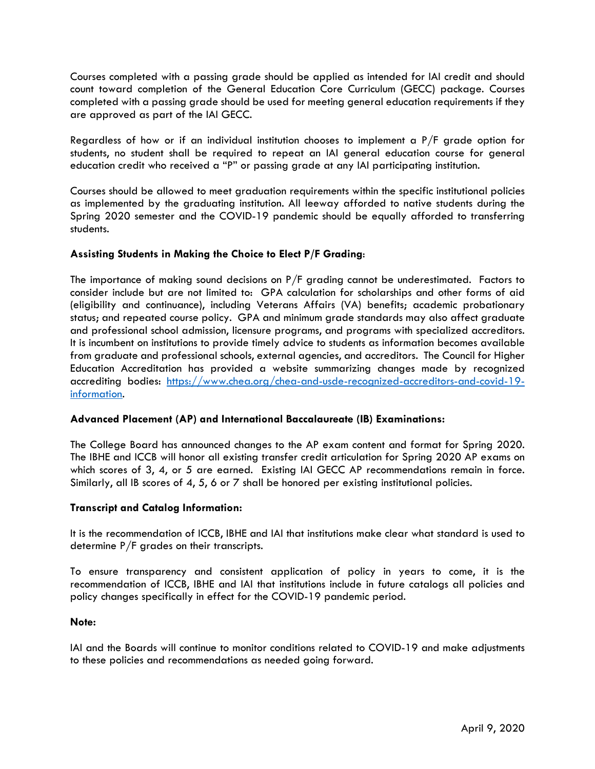Courses completed with a passing grade should be applied as intended for IAI credit and should count toward completion of the General Education Core Curriculum (GECC) package. Courses completed with a passing grade should be used for meeting general education requirements if they are approved as part of the IAI GECC.

Regardless of how or if an individual institution chooses to implement a P/F grade option for students, no student shall be required to repeat an IAI general education course for general education credit who received a "P" or passing grade at any IAI participating institution.

Courses should be allowed to meet graduation requirements within the specific institutional policies as implemented by the graduating institution. All leeway afforded to native students during the Spring 2020 semester and the COVID-19 pandemic should be equally afforded to transferring students.

**Assisting Students in Making the Choice to Elect P/F Grading**:

The importance of making sound decisions on P/F grading cannot be underestimated. Factors to consider include but are not limited to: GPA calculation for scholarships and other forms of aid (eligibility and continuance), including Veterans Affairs (VA) benefits; academic probationary status; and repeated course policy. GPA and minimum grade standards may also affect graduate and professional school admission, licensure programs, and programs with specialized accreditors. It is incumbent on institutions to provide timely advice to students as information becomes available from graduate and professional schools, external agencies, and accreditors. The Council for Higher Education Accreditation has provided a website summarizing changes made by recognized accrediting bodies: [https://www.chea.org/chea-and-usde-recognized-accreditors-and-covid-19-information](https://www.chea.org/chea-and-usde-recognized-accreditors-and-covid-19-information).

**Advanced Placement (AP) and International Baccalaureate (IB) Examinations:**

The College Board has announced changes to the AP exam content and format for Spring 2020. The IBHE and ICCB will honor all existing transfer credit articulation for Spring 2020 AP exams on which scores of 3, 4, or 5 are earned. Existing IAI GECC AP recommendations remain in force. Similarly, all IB scores of 4, 5, 6 or 7 shall be honored per existing institutional policies.

**Transcript and Catalog Information:**

It is the recommendation of ICCB, IBHE and IAI that institutions make clear what standard is used to determine P/F grades on their transcripts.

To ensure transparency and consistent application of policy in years to come, it is the recommendation of ICCB, IBHE and IAI that institutions include in future catalogs all policies and policy changes specifically in effect for the COVID-19 pandemic period.

**Note:**

IAI and the Boards will continue to monitor conditions related to COVID-19 and make adjustments to these policies and recommendations as needed going forward.

April 9, 2020